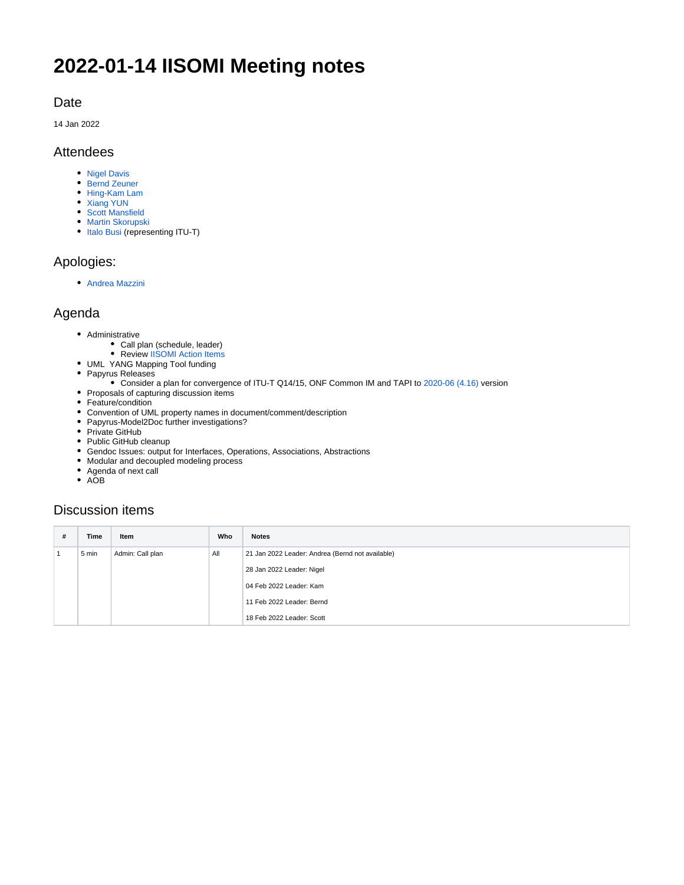# 2022-01-14 IISOMI Meeting notes

## Date

14 Jan 2022

## Attendees

- Nigel Davis
- Bernd Zeuner
- Hing-Kam Lam
- Xiang YUN
- Scott Mansfield
- Martin Skorupski
- Italo Busi (representing ITU-T)

## Apologies:

- Andrea Mazzini

## Agenda

- Administrative
  - Call plan (schedule, leader)
  - Review IISOMI Action Items
- UML YANG Mapping Tool funding
- Papyrus Releases
  - Consider a plan for convergence of ITU-T Q14/15, ONF Common IM and TAPI to 2020-06 (4.16) version
- Proposals of capturing discussion items
- Feature/condition
- Convention of UML property names in document/comment/description
- Papyrus-Model2Doc further investigations?
- Private GitHub
- Public GitHub cleanup
- Gendoc Issues: output for Interfaces, Operations, Associations, Abstractions
- Modular and decoupled modeling process
- Agenda of next call
- AOB

## Discussion items

| # | Time | Item | Who | Notes |
|---|---|---|---|---|
| 1 | 5 min | Admin: Call plan | All | 21 Jan 2022 Leader: Andrea (Bernd not available)<br><br>28 Jan 2022 Leader: Nigel<br><br>04 Feb 2022 Leader: Kam<br><br>11 Feb 2022 Leader: Bernd<br><br>18 Feb 2022 Leader: Scott |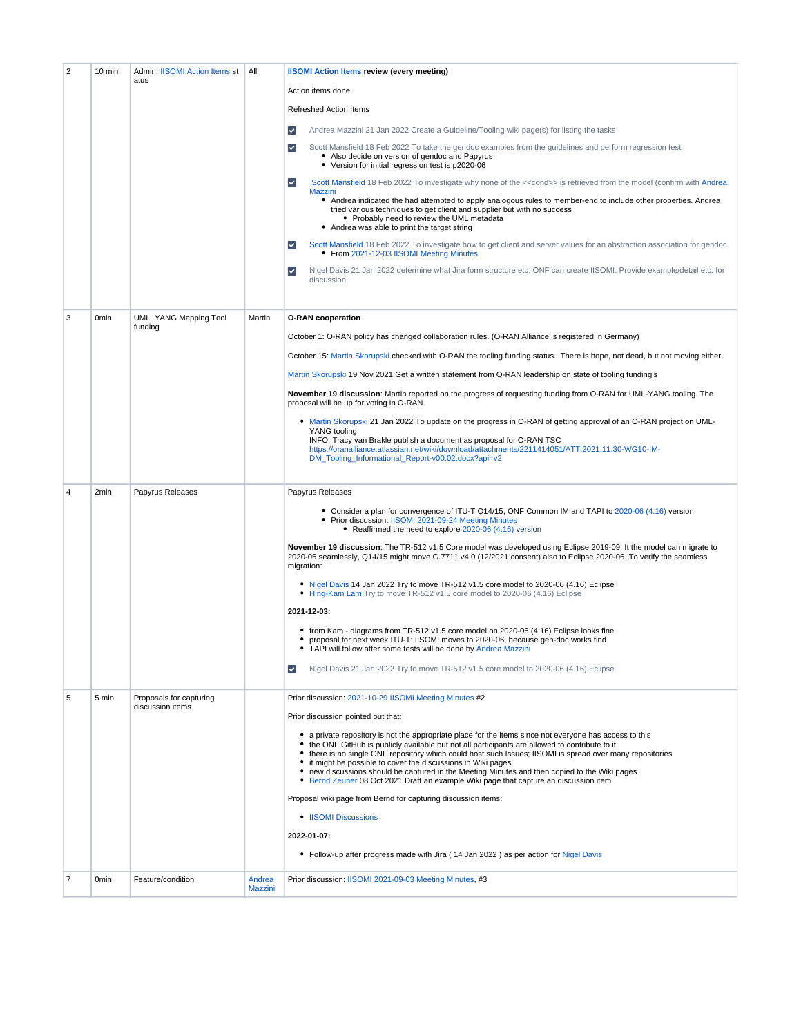| 2 | 10 min | Admin: IISOMI Action Items status | All | **IISOMI Action Items review (every meeting)**<br><br>Action items done<br><br>Refreshed Action Items<br><br>☑ Andrea Mazzini 21 Jan 2022 Create a Guideline/Tooling wiki page(s) for listing the tasks<br><br>☑ Scott Mansfield 18 Feb 2022 To take the gendoc examples from the guidelines and perform regression test.<br>• Also decide on version of gendoc and Papyrus<br>• Version for initial regression test is p2020-06<br><br>☑ Scott Mansfield 18 Feb 2022 To investigate why none of the <<cond>> is retrieved from the model (confirm with Andrea Mazzini<br>• Andrea indicated the had attempted to apply analogous rules to member-end to include other properties. Andrea tried various techniques to get client and supplier but with no success<br>  • Probably need to review the UML metadata<br>• Andrea was able to print the target string<br><br>☑ Scott Mansfield 18 Feb 2022 To investigate how to get client and server values for an abstraction association for gendoc.<br>• From 2021-12-03 IISOMI Meeting Minutes<br><br>☑ Nigel Davis 21 Jan 2022 determine what Jira form structure etc. ONF can create IISOMI. Provide example/detail etc. for discussion. |
|---|---|---|---|---|
| 3 | 0min | UML YANG Mapping Tool funding | Martin | **O-RAN cooperation**<br><br>October 1: O-RAN policy has changed collaboration rules. (O-RAN Alliance is registered in Germany)<br><br>October 15: Martin Skorupski checked with O-RAN the tooling funding status. There is hope, not dead, but not moving either.<br><br>Martin Skorupski 19 Nov 2021 Get a written statement from O-RAN leadership on state of tooling funding's<br><br>**November 19 discussion**: Martin reported on the progress of requesting funding from O-RAN for UML-YANG tooling. The proposal will be up for voting in O-RAN.<br><br>• Martin Skorupski 21 Jan 2022 To update on the progress in O-RAN of getting approval of an O-RAN project on UML-YANG tooling<br>INFO: Tracy van Brakle publish a document as proposal for O-RAN TSC<br>https://oranalliance.atlassian.net/wiki/download/attachments/2211414051/ATT.2021.11.30-WG10-IM-DM_Tooling_Informational_Report-v00.02.docx?api=v2 |
| 4 | 2min | Papyrus Releases | | Papyrus Releases<br><br>• Consider a plan for convergence of ITU-T Q14/15, ONF Common IM and TAPI to 2020-06 (4.16) version<br>• Prior discussion: IISOMI 2021-09-24 Meeting Minutes<br>  • Reaffirmed the need to explore 2020-06 (4.16) version<br><br>**November 19 discussion**: The TR-512 v1.5 Core model was developed using Eclipse 2019-09. It the model can migrate to 2020-06 seamlessly, Q14/15 might move G.7711 v4.0 (12/2021 consent) also to Eclipse 2020-06. To verify the seamless migration:<br><br>• Nigel Davis 14 Jan 2022 Try to move TR-512 v1.5 core model to 2020-06 (4.16) Eclipse<br>• Hing-Kam Lam Try to move TR-512 v1.5 core model to 2020-06 (4.16) Eclipse<br><br>**2021-12-03:**<br><br>• from Kam - diagrams from TR-512 v1.5 core model on 2020-06 (4.16) Eclipse looks fine<br>• proposal for next week ITU-T: IISOMI moves to 2020-06, because gen-doc works find<br>• TAPI will follow after some tests will be done by Andrea Mazzini<br><br>☑ Nigel Davis 21 Jan 2022 Try to move TR-512 v1.5 core model to 2020-06 (4.16) Eclipse |
| 5 | 5 min | Proposals for capturing discussion items | | Prior discussion: 2021-10-29 IISOMI Meeting Minutes #2<br><br>Prior discussion pointed out that:<br><br>• a private repository is not the appropriate place for the items since not everyone has access to this<br>• the ONF GitHub is publicly available but not all participants are allowed to contribute to it<br>• there is no single ONF repository which could host such Issues; IISOMI is spread over many repositories<br>• it might be possible to cover the discussions in Wiki pages<br>• new discussions should be captured in the Meeting Minutes and then copied to the Wiki pages<br>• Bernd Zeuner 08 Oct 2021 Draft an example Wiki page that capture an discussion item<br><br>Proposal wiki page from Bernd for capturing discussion items:<br><br>• IISOMI Discussions<br><br>**2022-01-07:**<br><br>• Follow-up after progress made with Jira ( 14 Jan 2022 ) as per action for Nigel Davis |
| 7 | 0min | Feature/condition | Andrea Mazzini | Prior discussion: IISOMI 2021-09-03 Meeting Minutes, #3 |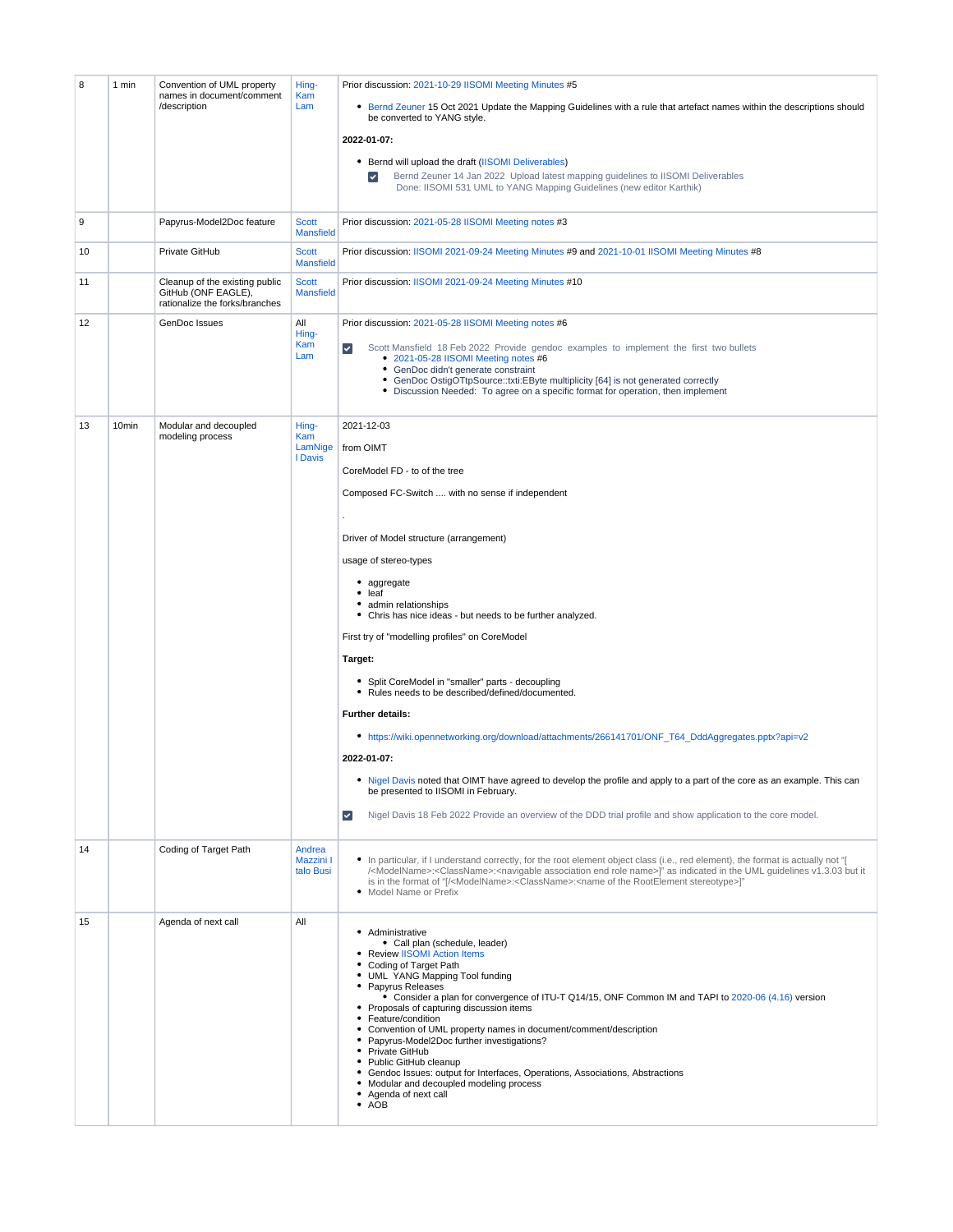| | | | | |
|---|---|---|---|---|
| 8 | 1 min | Convention of UML property names in document/comment /description | Hing-Kam Lam | Prior discussion: 2021-10-29 IISOMI Meeting Minutes #5<br><br>• Bernd Zeuner 15 Oct 2021 Update the Mapping Guidelines with a rule that artefact names within the descriptions should be converted to YANG style.<br><br>**2022-01-07:**<br><br>• Bernd will upload the draft (IISOMI Deliverables)<br>☑ Bernd Zeuner 14 Jan 2022 Upload latest mapping guidelines to IISOMI Deliverables<br>Done: IISOMI 531 UML to YANG Mapping Guidelines (new editor Karthik) |
| 9 | | Papyrus-Model2Doc feature | Scott Mansfield | Prior discussion: 2021-05-28 IISOMI Meeting notes #3 |
| 10 | | Private GitHub | Scott Mansfield | Prior discussion: IISOMI 2021-09-24 Meeting Minutes #9 and 2021-10-01 IISOMI Meeting Minutes #8 |
| 11 | | Cleanup of the existing public GitHub (ONF EAGLE), rationalize the forks/branches | Scott Mansfield | Prior discussion: IISOMI 2021-09-24 Meeting Minutes #10 |
| 12 | | GenDoc Issues | All<br>Hing-Kam Lam | Prior discussion: 2021-05-28 IISOMI Meeting notes #6<br><br>☑ Scott Mansfield 18 Feb 2022 Provide gendoc examples to implement the first two bullets<br>• 2021-05-28 IISOMI Meeting notes #6<br>• GenDoc didn't generate constraint<br>• GenDoc OstigOTtpSource::txti:EByte multiplicity [64] is not generated correctly<br>• Discussion Needed: To agree on a specific format for operation, then implement |
| 13 | 10min | Modular and decoupled modeling process | Hing-Kam LamNigel Davis | 2021-12-03<br><br>from OIMT<br><br>CoreModel FD - to of the tree<br><br>Composed FC-Switch .... with no sense if independent<br><br>.<br><br>Driver of Model structure (arrangement)<br><br>usage of stereo-types<br><br>• aggregate<br>• leaf<br>• admin relationships<br>• Chris has nice ideas - but needs to be further analyzed.<br><br>First try of "modelling profiles" on CoreModel<br><br>**Target:**<br><br>• Split CoreModel in "smaller" parts - decoupling<br>• Rules needs to be described/defined/documented.<br><br>**Further details:**<br><br>• https://wiki.opennetworking.org/download/attachments/266141701/ONF_T64_DddAggregates.pptx?api=v2<br><br>**2022-01-07:**<br><br>• Nigel Davis noted that OIMT have agreed to develop the profile and apply to a part of the core as an example. This can be presented to IISOMI in February.<br><br>☑ Nigel Davis 18 Feb 2022 Provide an overview of the DDD trial profile and show application to the core model. |
| 14 | | Coding of Target Path | Andrea Mazzini Italo Busi | • In particular, if I understand correctly, for the root element object class (i.e., red element), the format is actually not "[/<ModelName>:<ClassName>:<navigable association end role name>]" as indicated in the UML guidelines v1.3.03 but it is in the format of "[/<ModelName>:<ClassName>:<name of the RootElement stereotype>]"<br>• Model Name or Prefix |
| 15 | | Agenda of next call | All | • Administrative<br>  • Call plan (schedule, leader)<br>• Review IISOMI Action Items<br>• Coding of Target Path<br>• UML YANG Mapping Tool funding<br>• Papyrus Releases<br>  • Consider a plan for convergence of ITU-T Q14/15, ONF Common IM and TAPI to 2020-06 (4.16) version<br>• Proposals of capturing discussion items<br>• Feature/condition<br>• Convention of UML property names in document/comment/description<br>• Papyrus-Model2Doc further investigations?<br>• Private GitHub<br>• Public GitHub cleanup<br>• Gendoc Issues: output for Interfaces, Operations, Associations, Abstractions<br>• Modular and decoupled modeling process<br>• Agenda of next call<br>• AOB |